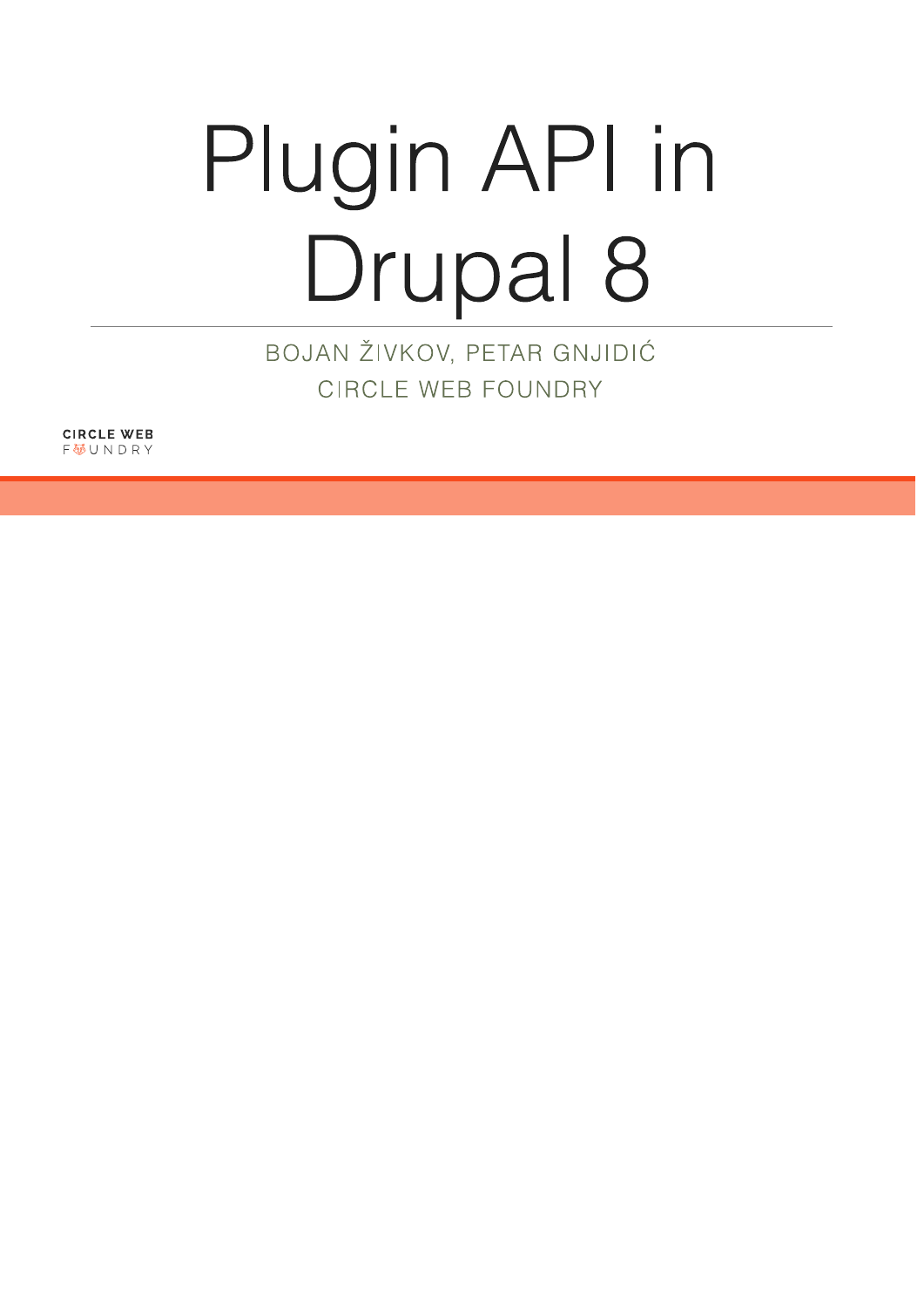# Plugin API in Drupal 8

BOJAN ŽIVKOV, PETAR GNJIDIĆ

CIRCLE WEB FOUNDRY

CIRCLE WEB
FOUNDRY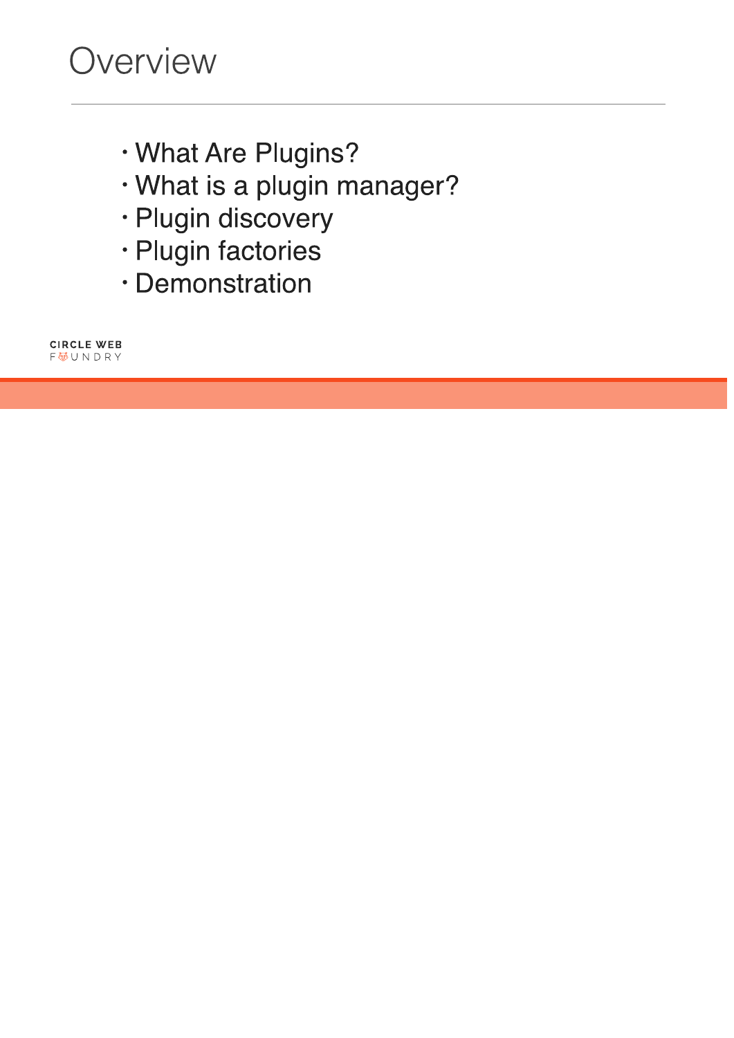# Overview

- What Are Plugins?
- What is a plugin manager?
- Plugin discovery
- Plugin factories
- Demonstration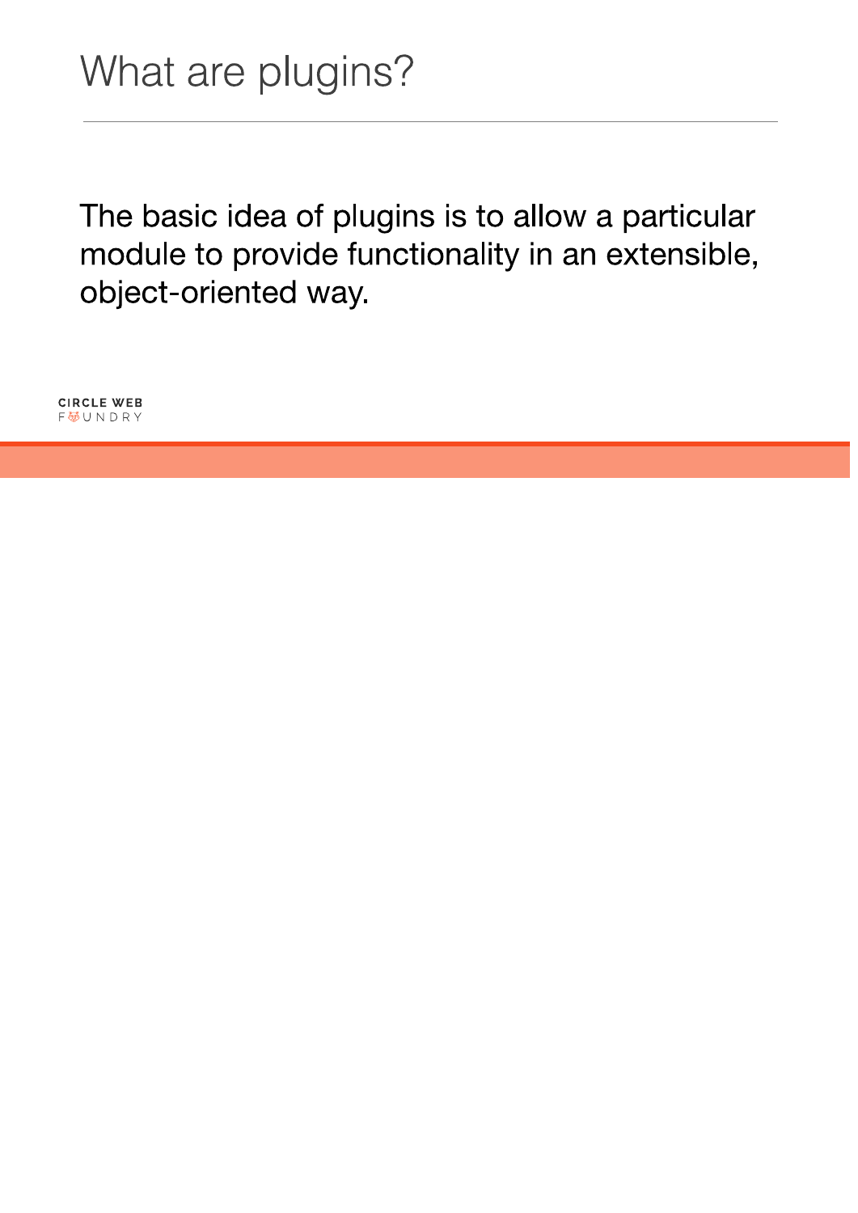# What are plugins?

The basic idea of plugins is to allow a particular module to provide functionality in an extensible, object-oriented way.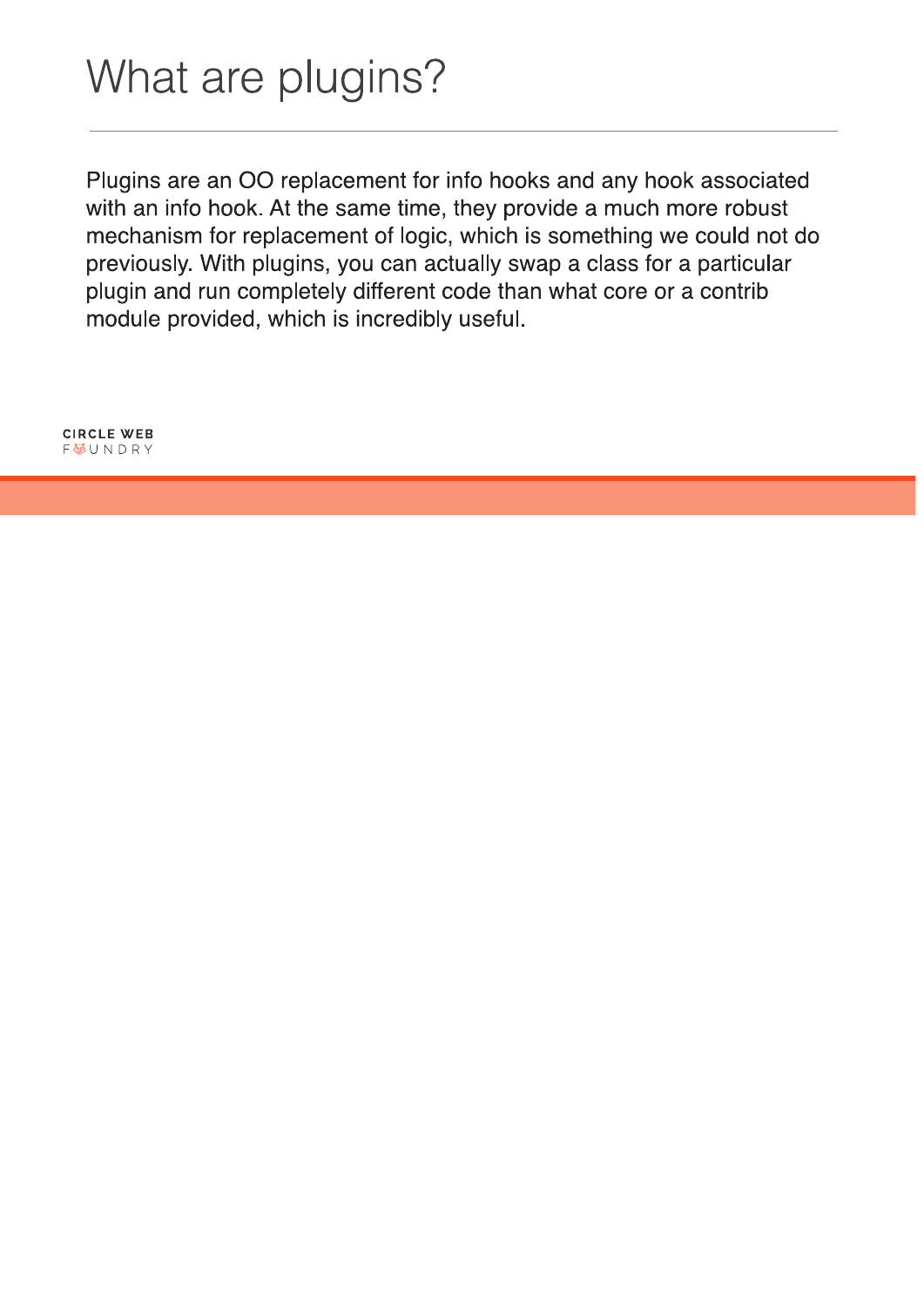# What are plugins?

Plugins are an OO replacement for info hooks and any hook associated with an info hook. At the same time, they provide a much more robust mechanism for replacement of logic, which is something we could not do previously. With plugins, you can actually swap a class for a particular plugin and run completely different code than what core or a contrib module provided, which is incredibly useful.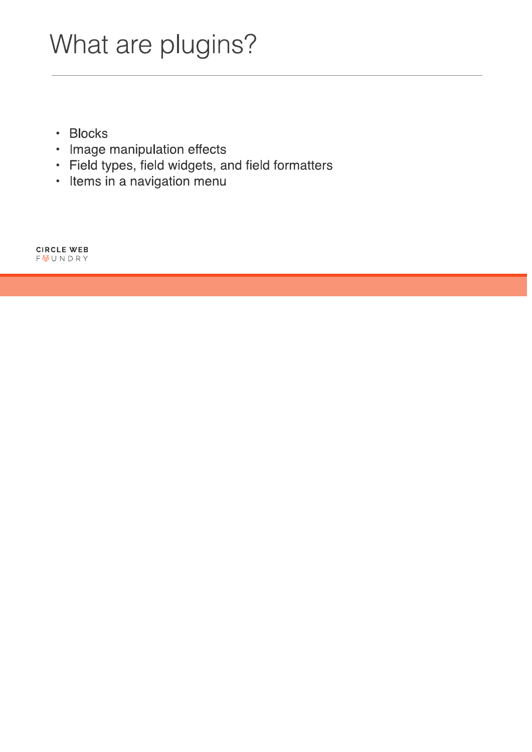# What are plugins?

- Blocks
- Image manipulation effects
- Field types, field widgets, and field formatters
- Items in a navigation menu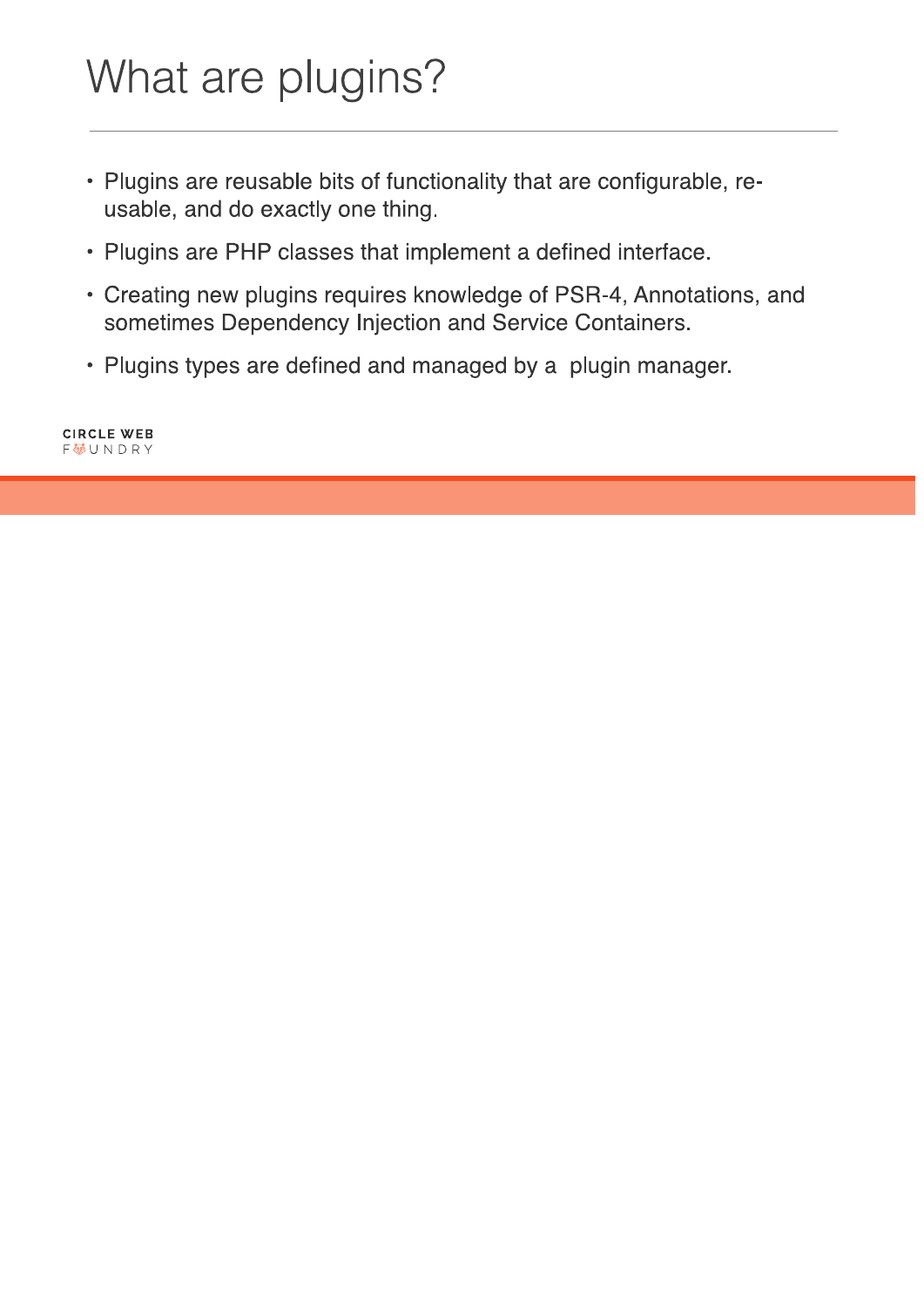# What are plugins?

- Plugins are reusable bits of functionality that are configurable, re-usable, and do exactly one thing.
- Plugins are PHP classes that implement a defined interface.
- Creating new plugins requires knowledge of PSR-4, Annotations, and sometimes Dependency Injection and Service Containers.
- Plugins types are defined and managed by a plugin manager.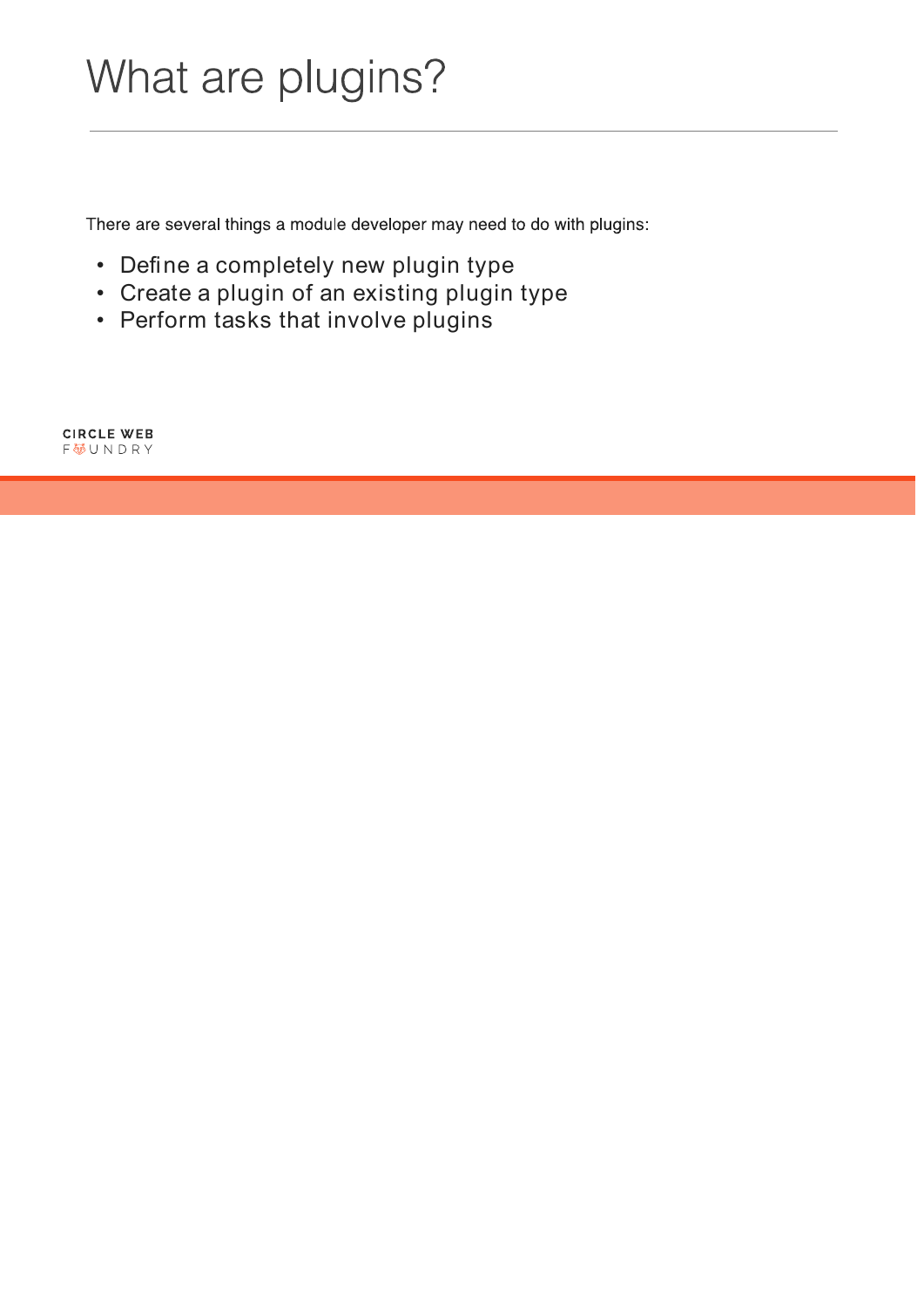# What are plugins?

There are several things a module developer may need to do with plugins:

- Define a completely new plugin type
- Create a plugin of an existing plugin type
- Perform tasks that involve plugins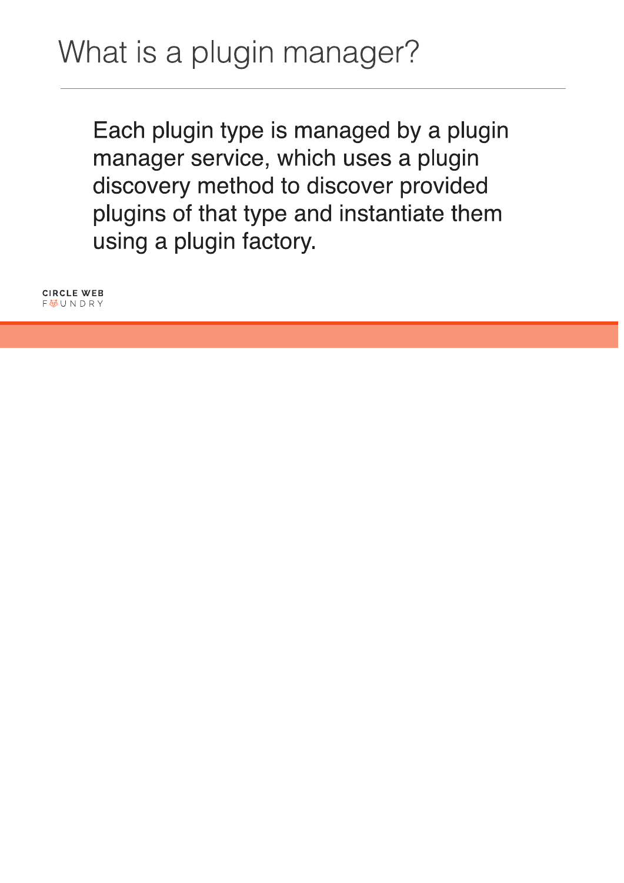# What is a plugin manager?

Each plugin type is managed by a plugin manager service, which uses a plugin discovery method to discover provided plugins of that type and instantiate them using a plugin factory.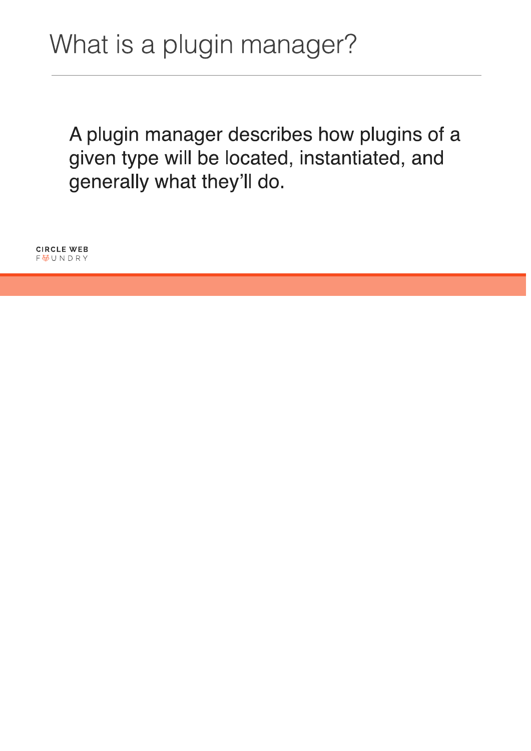# What is a plugin manager?

A plugin manager describes how plugins of a given type will be located, instantiated, and generally what they'll do.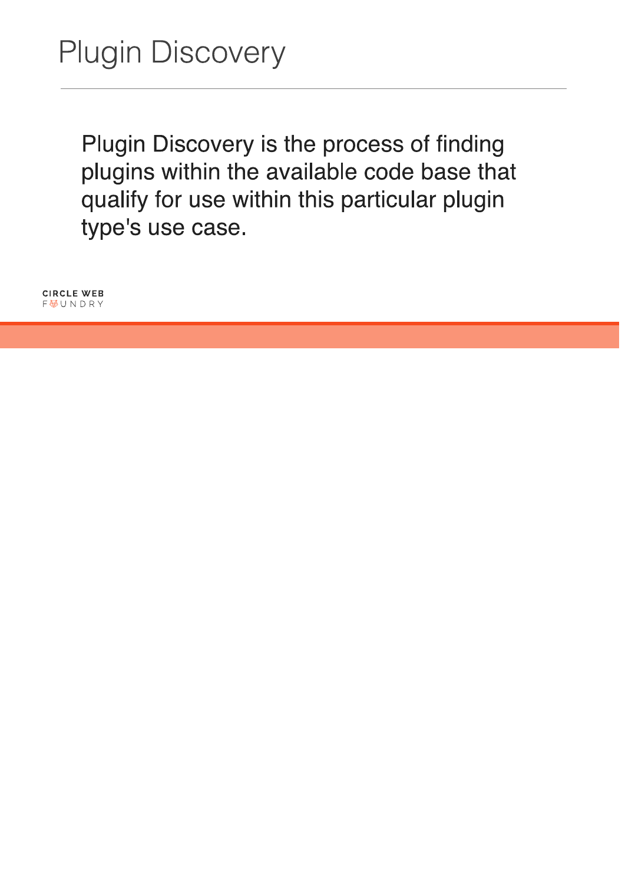# Plugin Discovery

Plugin Discovery is the process of finding plugins within the available code base that qualify for use within this particular plugin type's use case.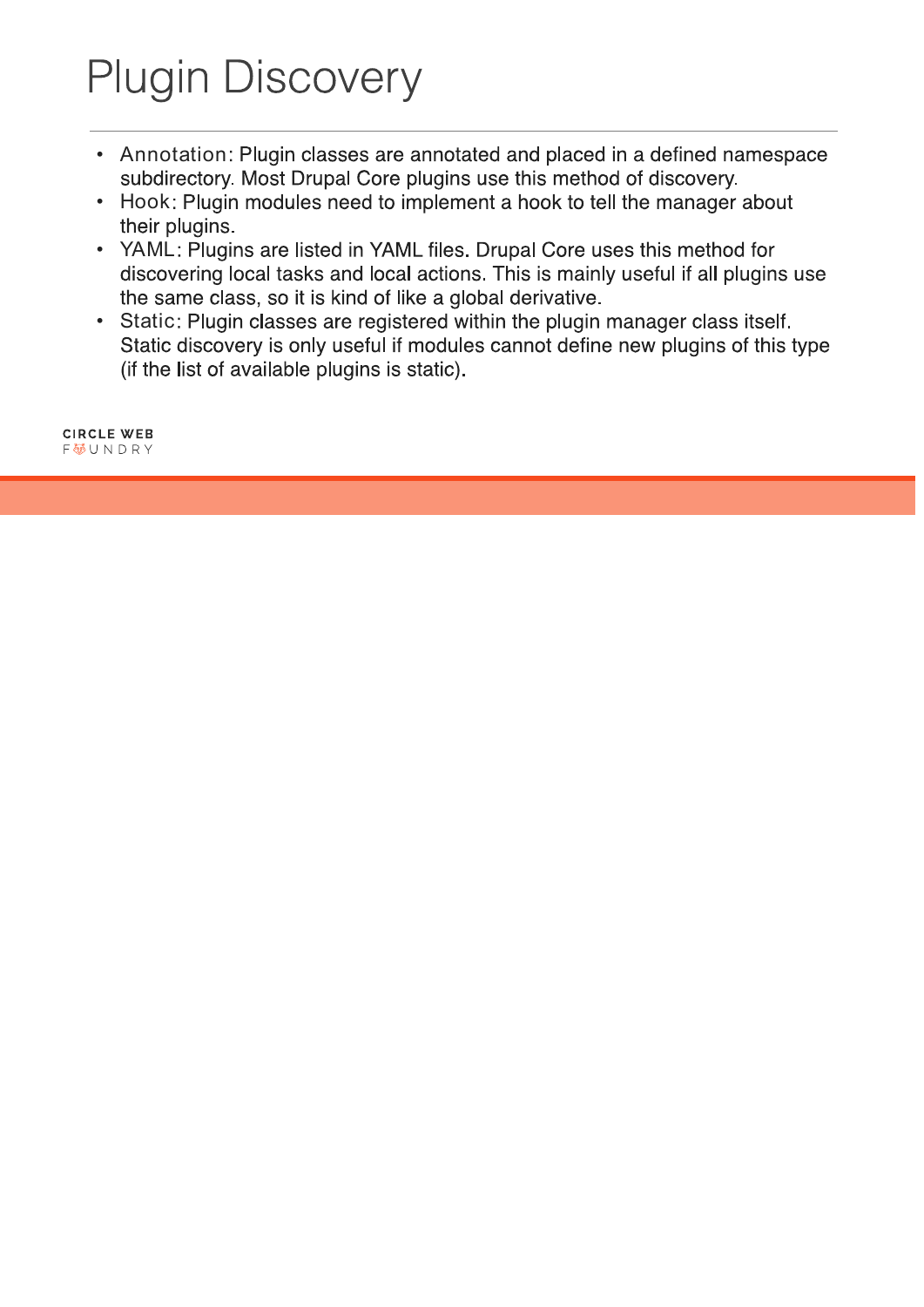# Plugin Discovery

- Annotation: Plugin classes are annotated and placed in a defined namespace subdirectory. Most Drupal Core plugins use this method of discovery.
- Hook: Plugin modules need to implement a hook to tell the manager about their plugins.
- YAML: Plugins are listed in YAML files. Drupal Core uses this method for discovering local tasks and local actions. This is mainly useful if all plugins use the same class, so it is kind of like a global derivative.
- Static: Plugin classes are registered within the plugin manager class itself. Static discovery is only useful if modules cannot define new plugins of this type (if the list of available plugins is static).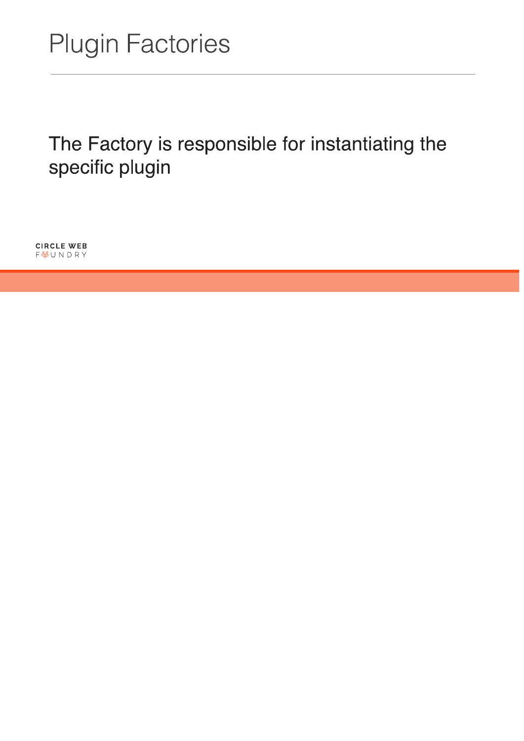# Plugin Factories

The Factory is responsible for instantiating the specific plugin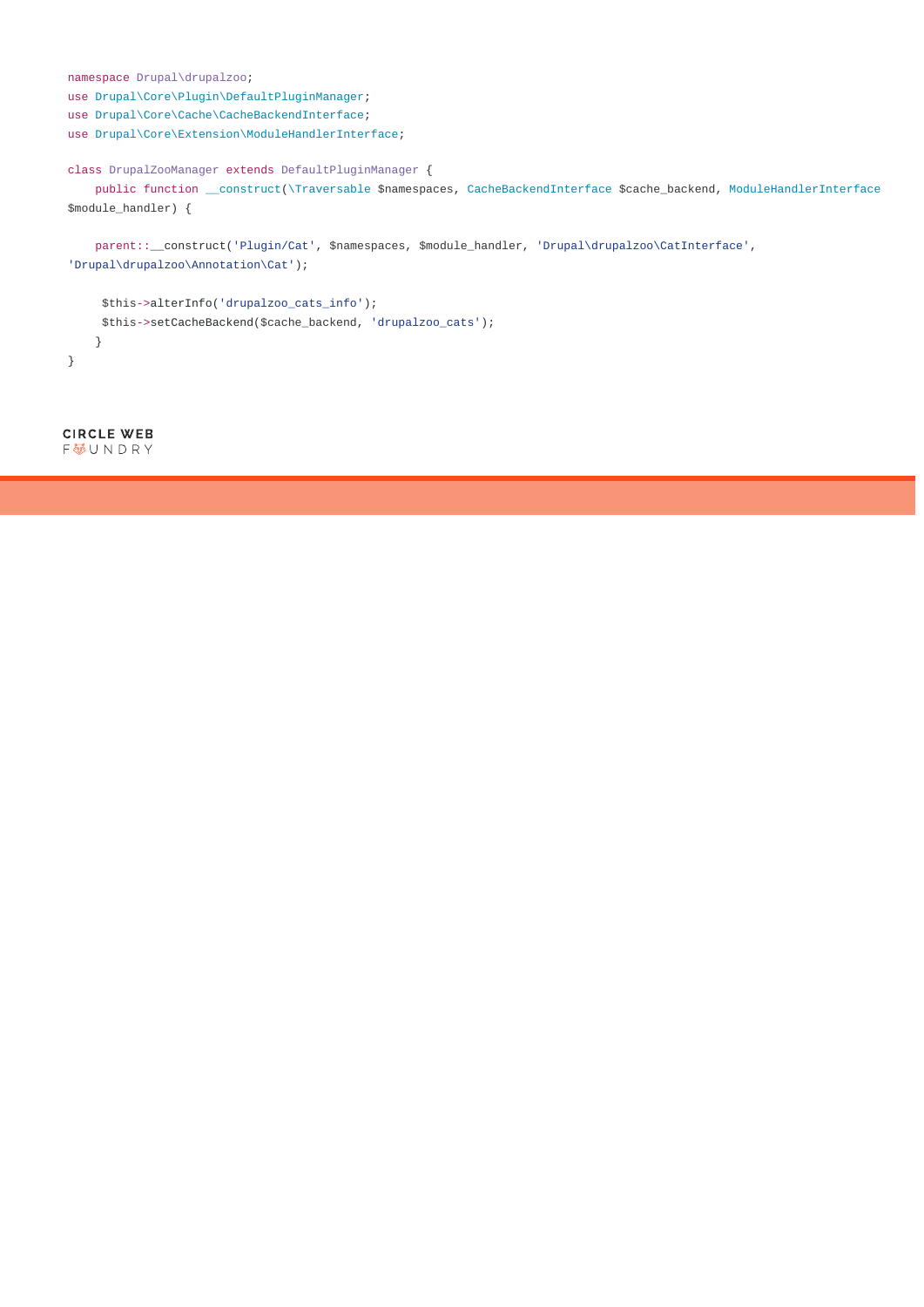```php
namespace Drupal\drupalzoo;
use Drupal\Core\Plugin\DefaultPluginManager;
use Drupal\Core\Cache\CacheBackendInterface;
use Drupal\Core\Extension\ModuleHandlerInterface;

class DrupalZooManager extends DefaultPluginManager {
    public function __construct(\Traversable $namespaces, CacheBackendInterface $cache_backend, ModuleHandlerInterface
$module_handler) {

    parent::__construct('Plugin/Cat', $namespaces, $module_handler, 'Drupal\drupalzoo\CatInterface',
'Drupal\drupalzoo\Annotation\Cat');

     $this->alterInfo('drupalzoo_cats_info');
     $this->setCacheBackend($cache_backend, 'drupalzoo_cats');
    }
}
```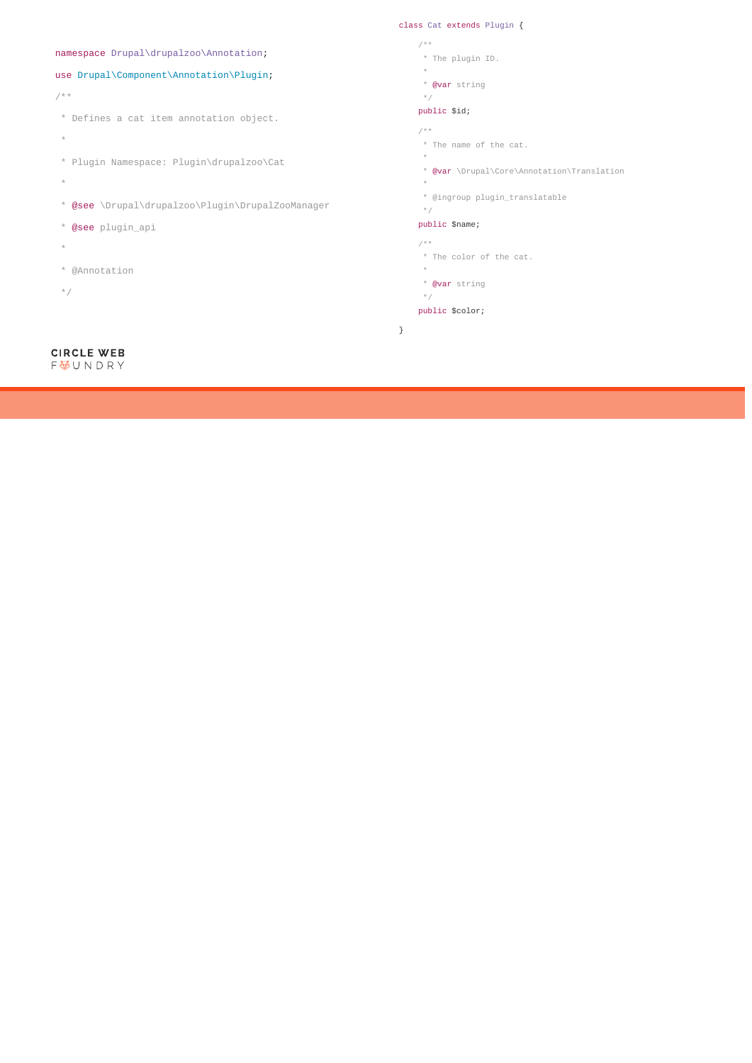```php
namespace Drupal\drupalzoo\Annotation;

use Drupal\Component\Annotation\Plugin;

/**
 * Defines a cat item annotation object.
 *
 * Plugin Namespace: Plugin\drupalzoo\Cat
 *
 * @see \Drupal\drupalzoo\Plugin\DrupalZooManager
 * @see plugin_api
 *
 * @Annotation
 */
class Cat extends Plugin {

    /**
     * The plugin ID.
     *
     * @var string
     */
    public $id;

    /**
     * The name of the cat.
     *
     * @var \Drupal\Core\Annotation\Translation
     *
     * @ingroup plugin_translatable
     */
    public $name;

    /**
     * The color of the cat.
     *
     * @var string
     */
    public $color;

}
```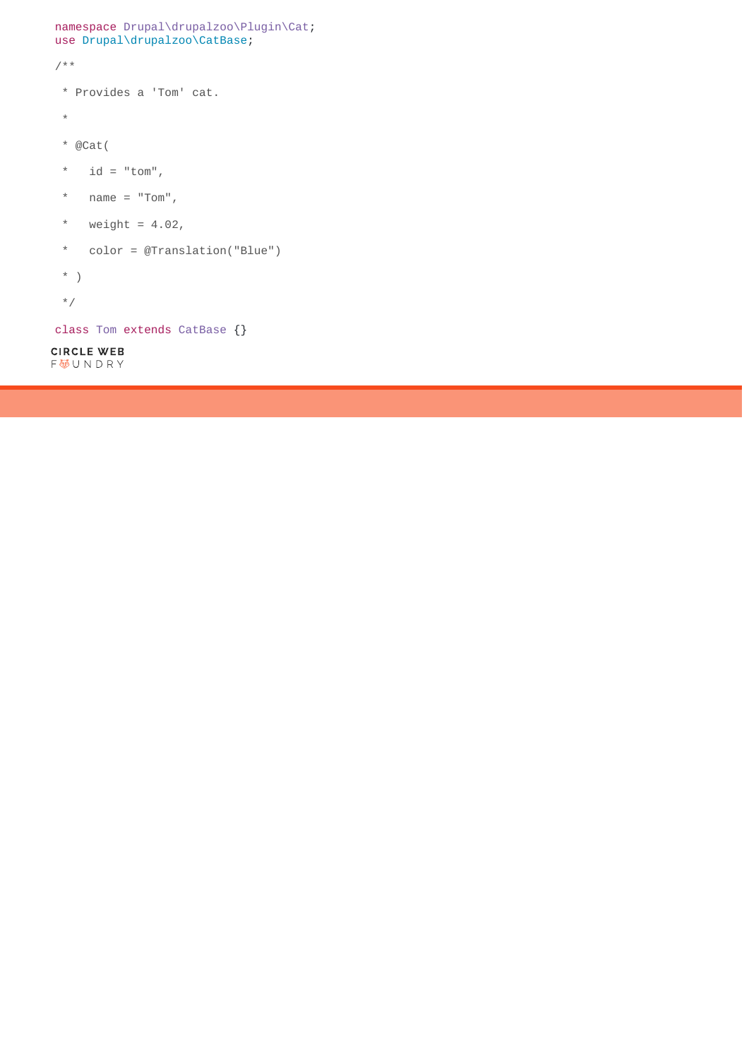```php
namespace Drupal\drupalzoo\Plugin\Cat;
use Drupal\drupalzoo\CatBase;

/**

 * Provides a 'Tom' cat.

 *

 * @Cat(

 *   id = "tom",

 *   name = "Tom",

 *   weight = 4.02,

 *   color = @Translation("Blue")

 * )

 */

class Tom extends CatBase {}
```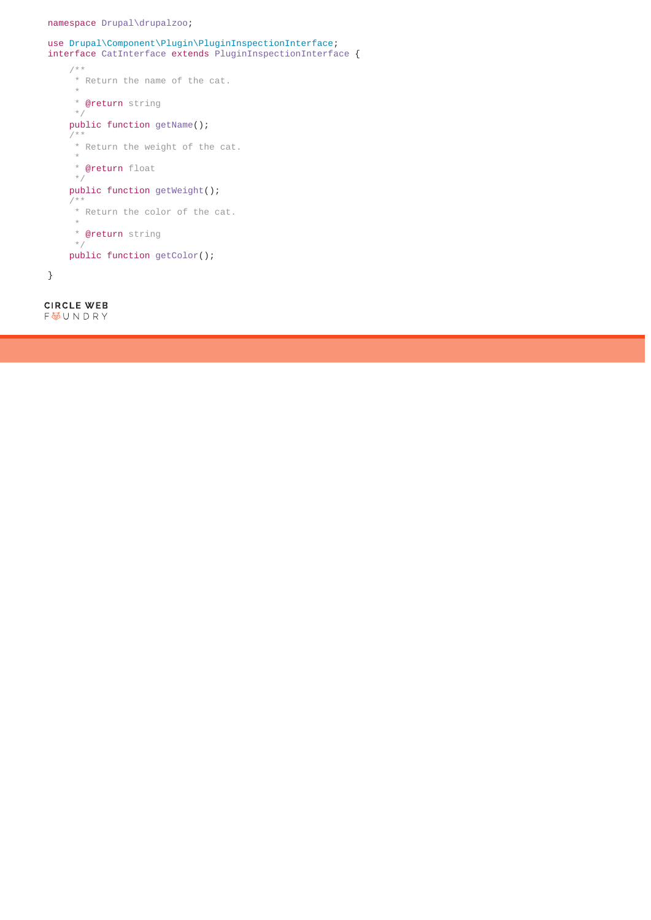```php
namespace Drupal\drupalzoo;

use Drupal\Component\Plugin\PluginInspectionInterface;
interface CatInterface extends PluginInspectionInterface {

    /**
     * Return the name of the cat.
     *
     * @return string
     */
    public function getName();
    /**
     * Return the weight of the cat.
     *
     * @return float
     */
    public function getWeight();
    /**
     * Return the color of the cat.
     *
     * @return string
     */
    public function getColor();

}
```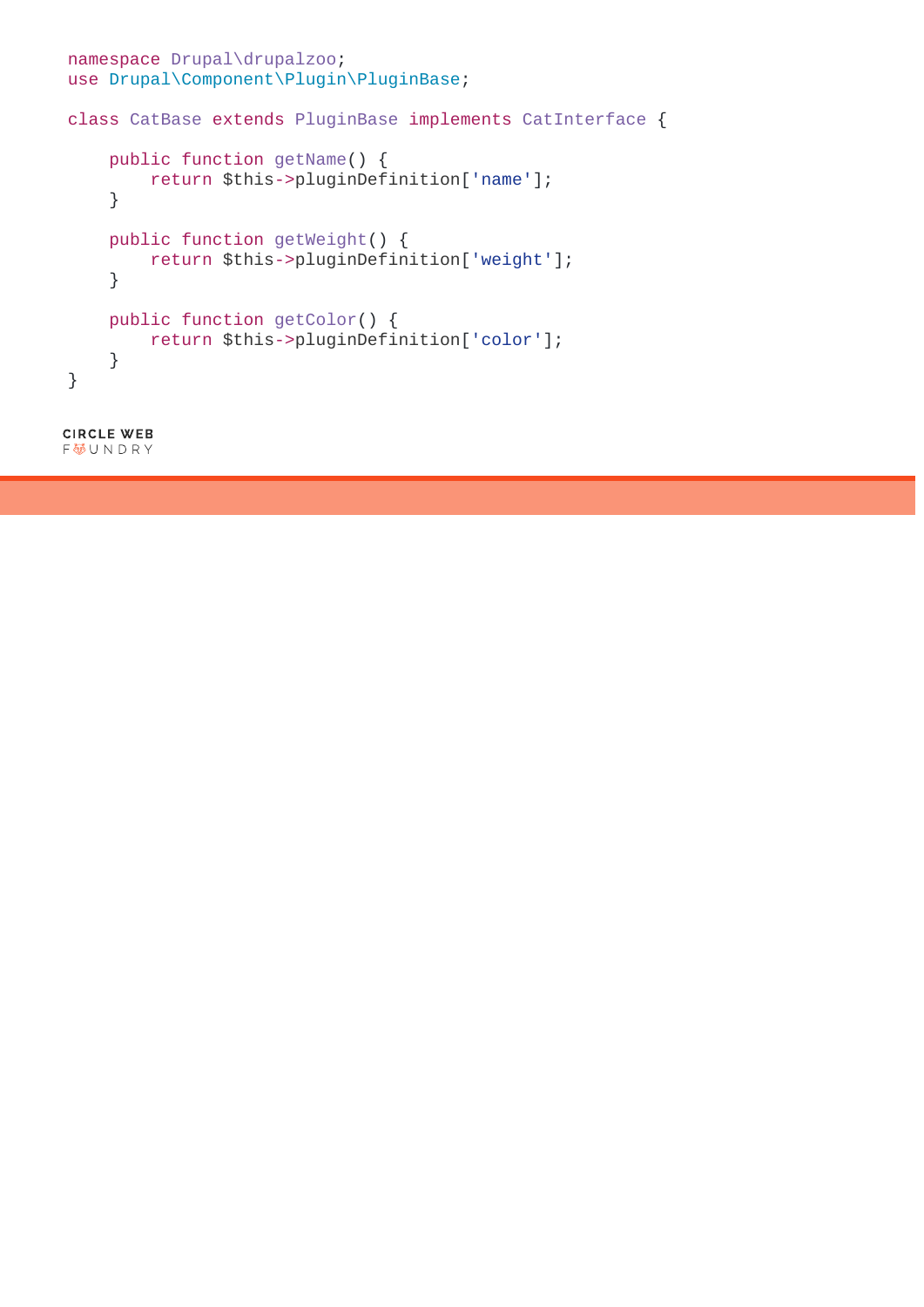```php
namespace Drupal\drupalzoo;
use Drupal\Component\Plugin\PluginBase;

class CatBase extends PluginBase implements CatInterface {

    public function getName() {
        return $this->pluginDefinition['name'];
    }

    public function getWeight() {
        return $this->pluginDefinition['weight'];
    }

    public function getColor() {
        return $this->pluginDefinition['color'];
    }
}
```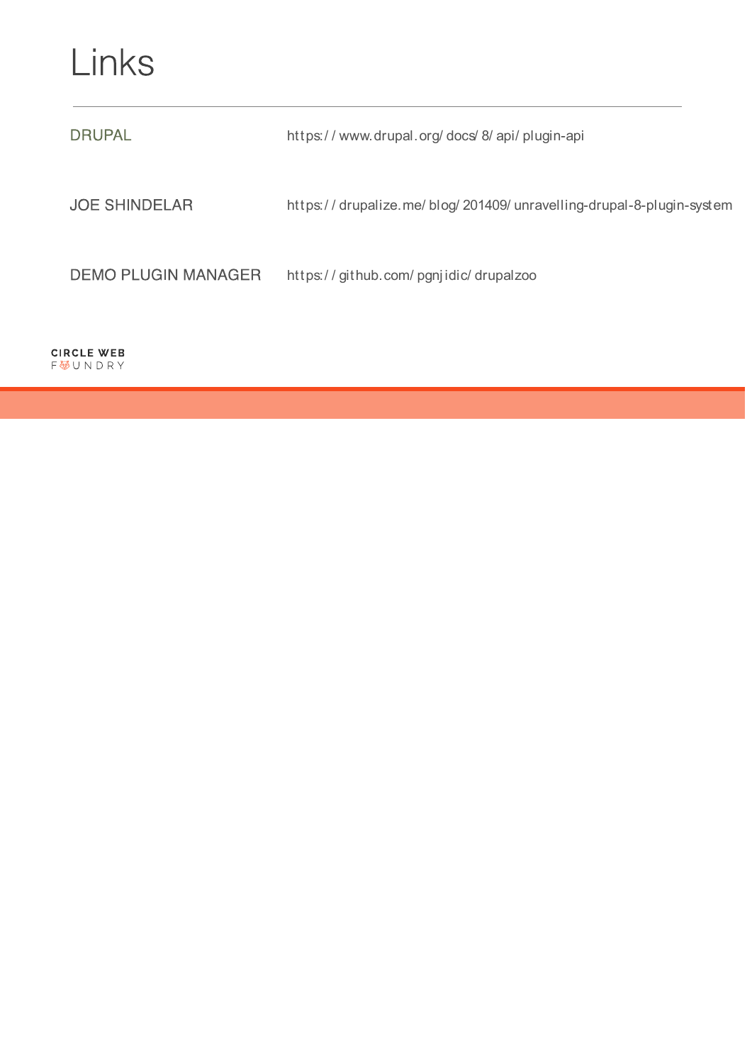# Links

| | |
|---|---|
| DRUPAL | https://www.drupal.org/docs/8/api/plugin-api |
| JOE SHINDELAR | https://drupalize.me/blog/201409/unravelling-drupal-8-plugin-system |
| DEMO PLUGIN MANAGER | https://github.com/pgnjidic/drupalzoo |

CIRCLE WEB FOUNDRY